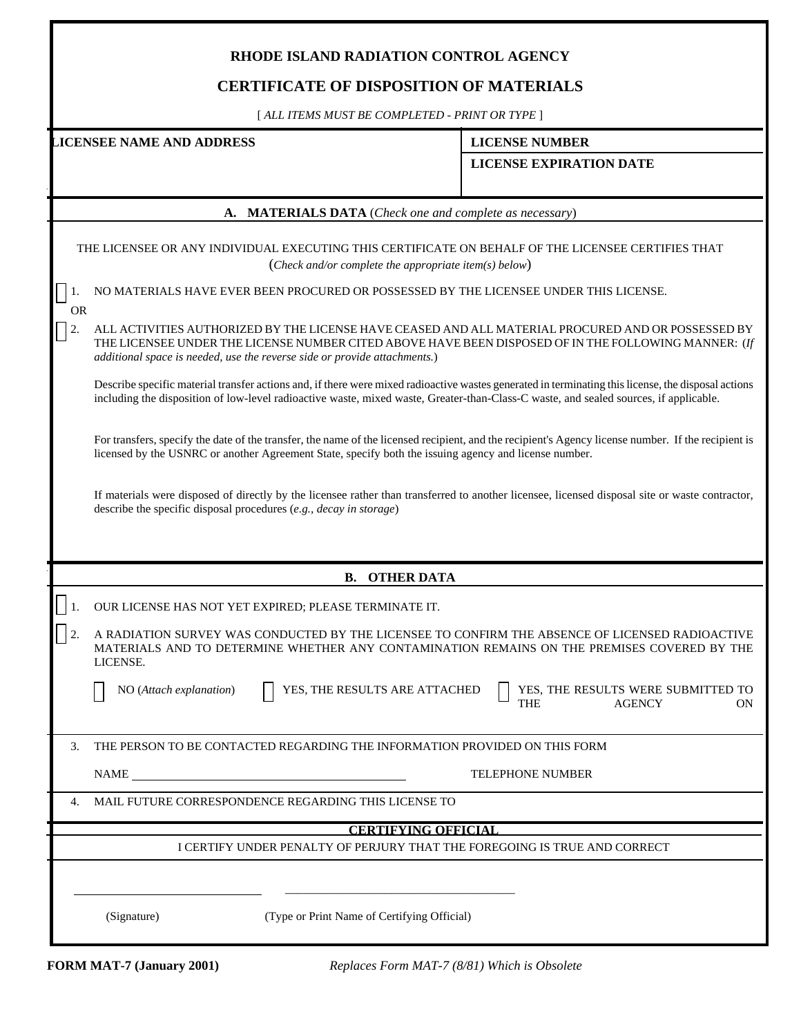# RHODE ISLAND RADIATION CONTROL AGENCY

## CERTIFICATE OF DISPOSITION OF MATERIALS

[ *ALL ITEMS MUST BE COMPLETED - PRINT OR TYPE* ]

| **LICENSEE NAME AND ADDRESS** | **LICENSE NUMBER** |
|---|---|
| | **LICENSE EXPIRATION DATE** |

### A. MATERIALS DATA (*Check one and complete as necessary*)

THE LICENSEE OR ANY INDIVIDUAL EXECUTING THIS CERTIFICATE ON BEHALF OF THE LICENSEE CERTIFIES THAT (*Check and/or complete the appropriate item(s) below*)

☐ 1. NO MATERIALS HAVE EVER BEEN PROCURED OR POSSESSED BY THE LICENSEE UNDER THIS LICENSE.

OR

☐ 2. ALL ACTIVITIES AUTHORIZED BY THE LICENSE HAVE CEASED AND ALL MATERIAL PROCURED AND OR POSSESSED BY THE LICENSEE UNDER THE LICENSE NUMBER CITED ABOVE HAVE BEEN DISPOSED OF IN THE FOLLOWING MANNER: (*If additional space is needed, use the reverse side or provide attachments.*)

Describe specific material transfer actions and, if there were mixed radioactive wastes generated in terminating this license, the disposal actions including the disposition of low-level radioactive waste, mixed waste, Greater-than-Class-C waste, and sealed sources, if applicable.

For transfers, specify the date of the transfer, the name of the licensed recipient, and the recipient's Agency license number. If the recipient is licensed by the USNRC or another Agreement State, specify both the issuing agency and license number.

If materials were disposed of directly by the licensee rather than transferred to another licensee, licensed disposal site or waste contractor, describe the specific disposal procedures (*e.g., decay in storage*)

### B. OTHER DATA

☐ 1. OUR LICENSE HAS NOT YET EXPIRED; PLEASE TERMINATE IT.

☐ 2. A RADIATION SURVEY WAS CONDUCTED BY THE LICENSEE TO CONFIRM THE ABSENCE OF LICENSED RADIOACTIVE MATERIALS AND TO DETERMINE WHETHER ANY CONTAMINATION REMAINS ON THE PREMISES COVERED BY THE LICENSE.

☐ NO (*Attach explanation*) ☐ YES, THE RESULTS ARE ATTACHED ☐ YES, THE RESULTS WERE SUBMITTED TO THE AGENCY ON

3. THE PERSON TO BE CONTACTED REGARDING THE INFORMATION PROVIDED ON THIS FORM

NAME ______________________________ TELEPHONE NUMBER

4. MAIL FUTURE CORRESPONDENCE REGARDING THIS LICENSE TO

### CERTIFYING OFFICIAL

I CERTIFY UNDER PENALTY OF PERJURY THAT THE FOREGOING IS TRUE AND CORRECT

______________________ ______________________________

(Signature) (Type or Print Name of Certifying Official)

**FORM MAT-7 (January 2001)** *Replaces Form MAT-7 (8/81) Which is Obsolete*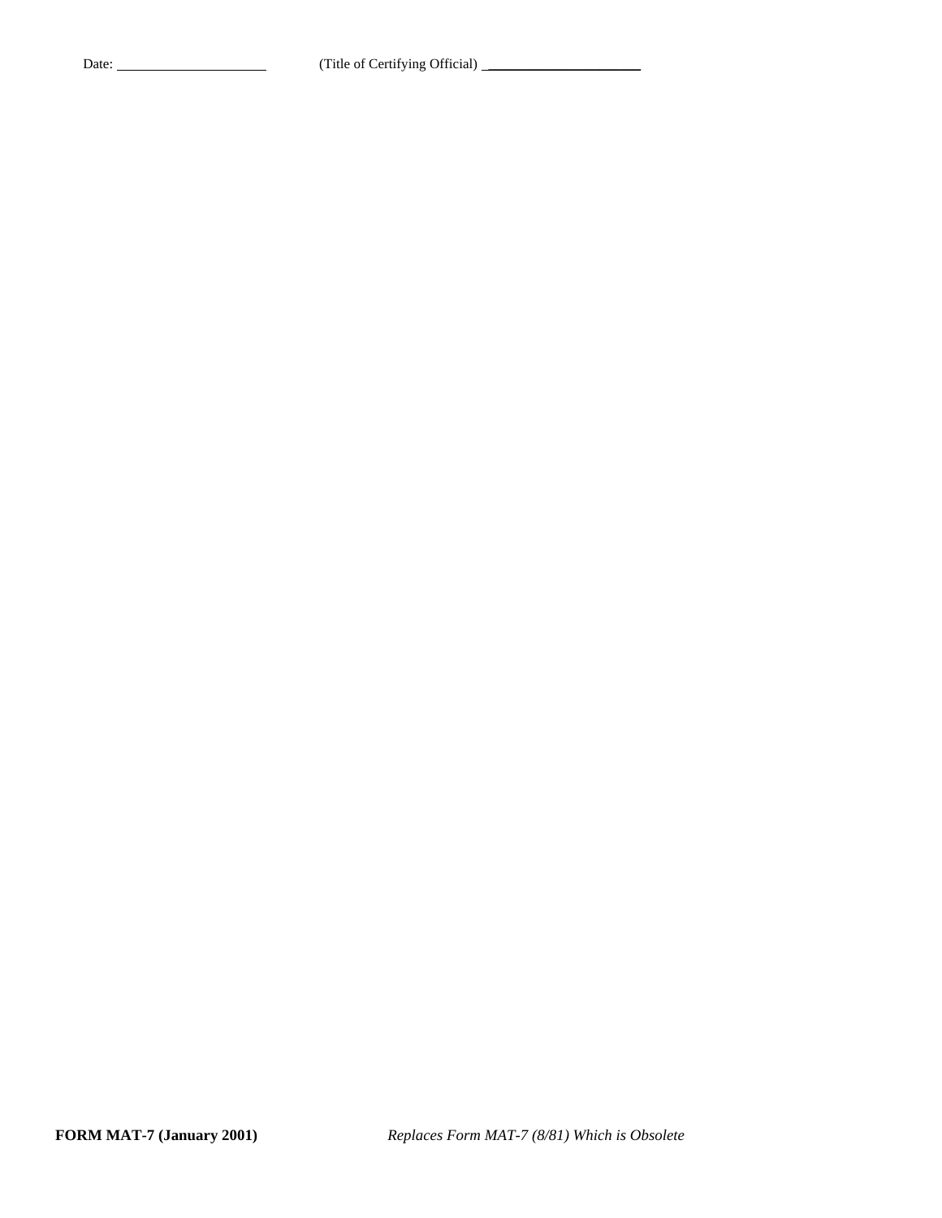Date: ____________________ (Title of Certifying Official) ____________________

**FORM MAT-7 (January 2001)** *Replaces Form MAT-7 (8/81) Which is Obsolete*